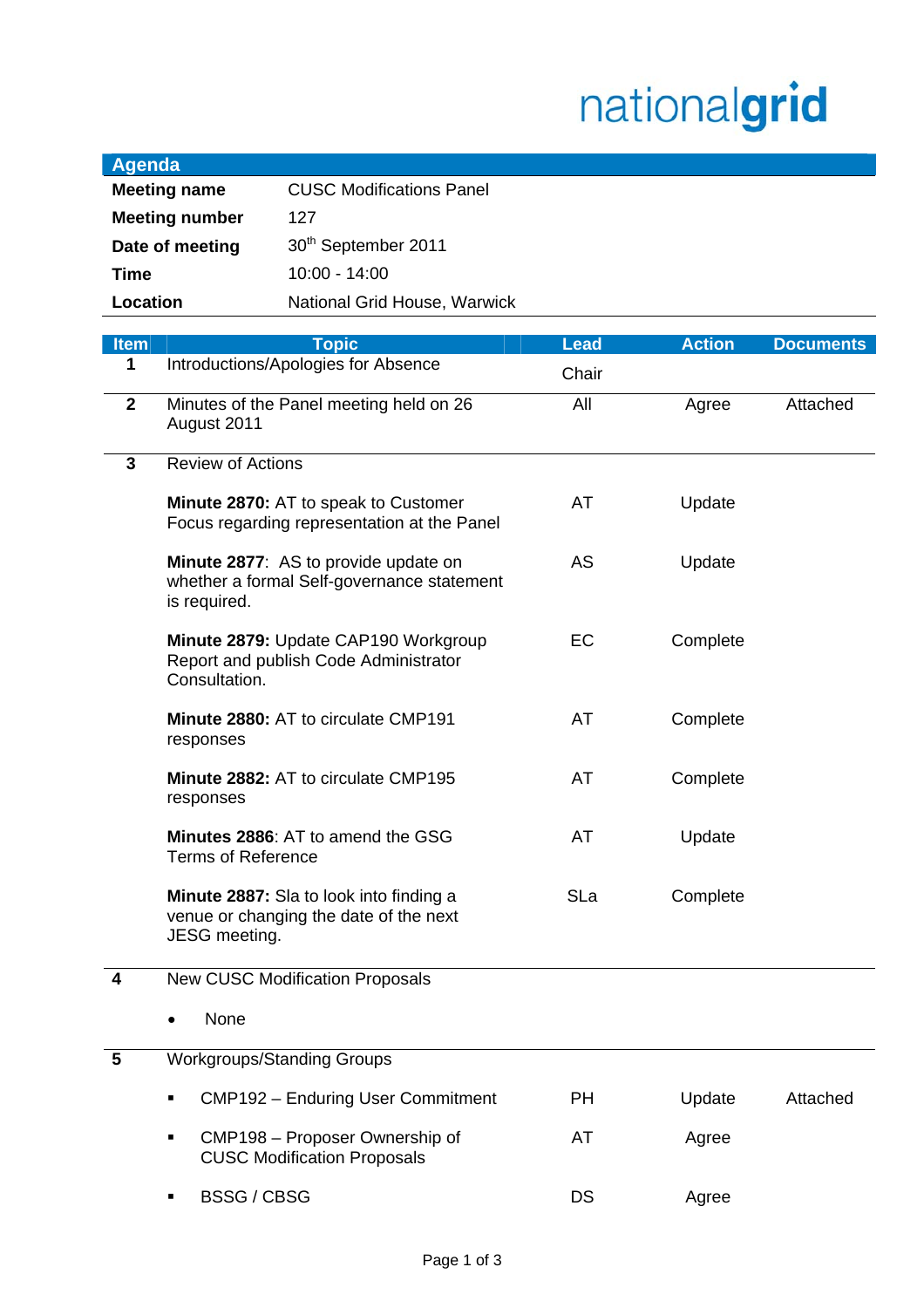nationalgrid

## Agenda

| | |
|---|---|
| **Meeting name** | CUSC Modifications Panel |
| **Meeting number** | 127 |
| **Date of meeting** | 30th September 2011 |
| **Time** | 10:00 - 14:00 |
| **Location** | National Grid House, Warwick |

| Item | Topic | Lead | Action | Documents |
|---|---|---|---|---|
| 1 | Introductions/Apologies for Absence | Chair | | |
| 2 | Minutes of the Panel meeting held on 26 August 2011 | All | Agree | Attached |
| 3 | Review of Actions | | | |
| | **Minute 2870:** AT to speak to Customer Focus regarding representation at the Panel | AT | Update | |
| | **Minute 2877**: AS to provide update on whether a formal Self-governance statement is required. | AS | Update | |
| | **Minute 2879:** Update CAP190 Workgroup Report and publish Code Administrator Consultation. | EC | Complete | |
| | **Minute 2880:** AT to circulate CMP191 responses | AT | Complete | |
| | **Minute 2882:** AT to circulate CMP195 responses | AT | Complete | |
| | **Minutes 2886**: AT to amend the GSG Terms of Reference | AT | Update | |
| | **Minute 2887:** Sla to look into finding a venue or changing the date of the next JESG meeting. | SLa | Complete | |
| 4 | New CUSC Modification Proposals | | | |
| | • None | | | |
| 5 | Workgroups/Standing Groups | | | |
| | ▪ CMP192 – Enduring User Commitment | PH | Update | Attached |
| | ▪ CMP198 – Proposer Ownership of CUSC Modification Proposals | AT | Agree | |
| | ▪ BSSG / CBSG | DS | Agree | |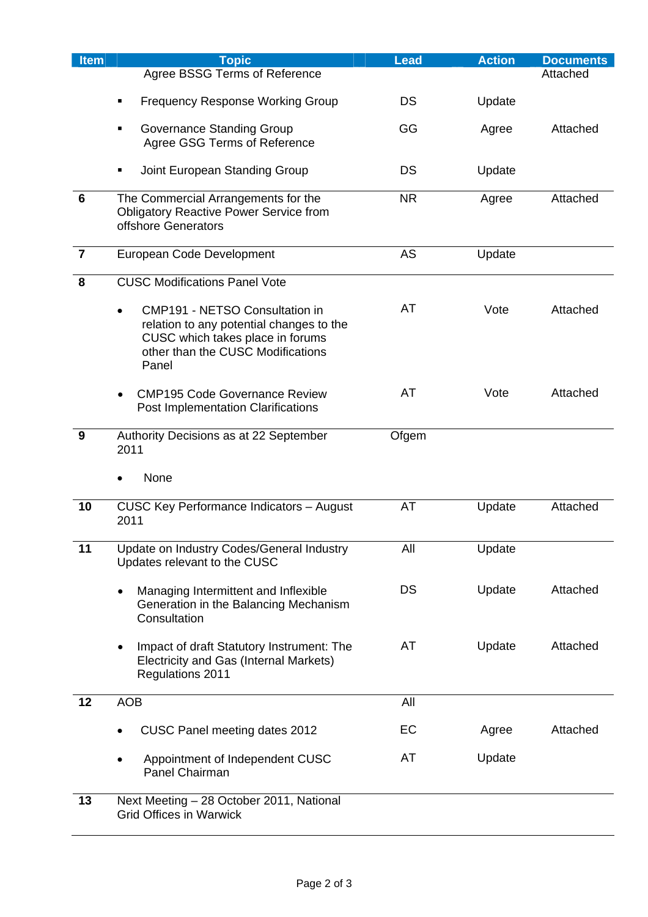| Item | Topic | Lead | Action | Documents |
|---|---|---|---|---|
| | Agree BSSG Terms of Reference | | | Attached |
| | ▪ Frequency Response Working Group | DS | Update | |
| | ▪ Governance Standing Group<br>Agree GSG Terms of Reference | GG | Agree | Attached |
| | ▪ Joint European Standing Group | DS | Update | |
| **6** | The Commercial Arrangements for the Obligatory Reactive Power Service from offshore Generators | NR | Agree | Attached |
| **7** | European Code Development | AS | Update | |
| **8** | CUSC Modifications Panel Vote | | | |
| | • CMP191 - NETSO Consultation in relation to any potential changes to the CUSC which takes place in forums other than the CUSC Modifications Panel | AT | Vote | Attached |
| | • CMP195 Code Governance Review Post Implementation Clarifications | AT | Vote | Attached |
| **9** | Authority Decisions as at 22 September 2011 | Ofgem | | |
| | • None | | | |
| **10** | CUSC Key Performance Indicators – August 2011 | AT | Update | Attached |
| **11** | Update on Industry Codes/General Industry Updates relevant to the CUSC | All | Update | |
| | • Managing Intermittent and Inflexible Generation in the Balancing Mechanism Consultation | DS | Update | Attached |
| | • Impact of draft Statutory Instrument: The Electricity and Gas (Internal Markets) Regulations 2011 | AT | Update | Attached |
| **12** | AOB | All | | |
| | • CUSC Panel meeting dates 2012 | EC | Agree | Attached |
| | • Appointment of Independent CUSC Panel Chairman | AT | Update | |
| **13** | Next Meeting – 28 October 2011, National Grid Offices in Warwick | | | |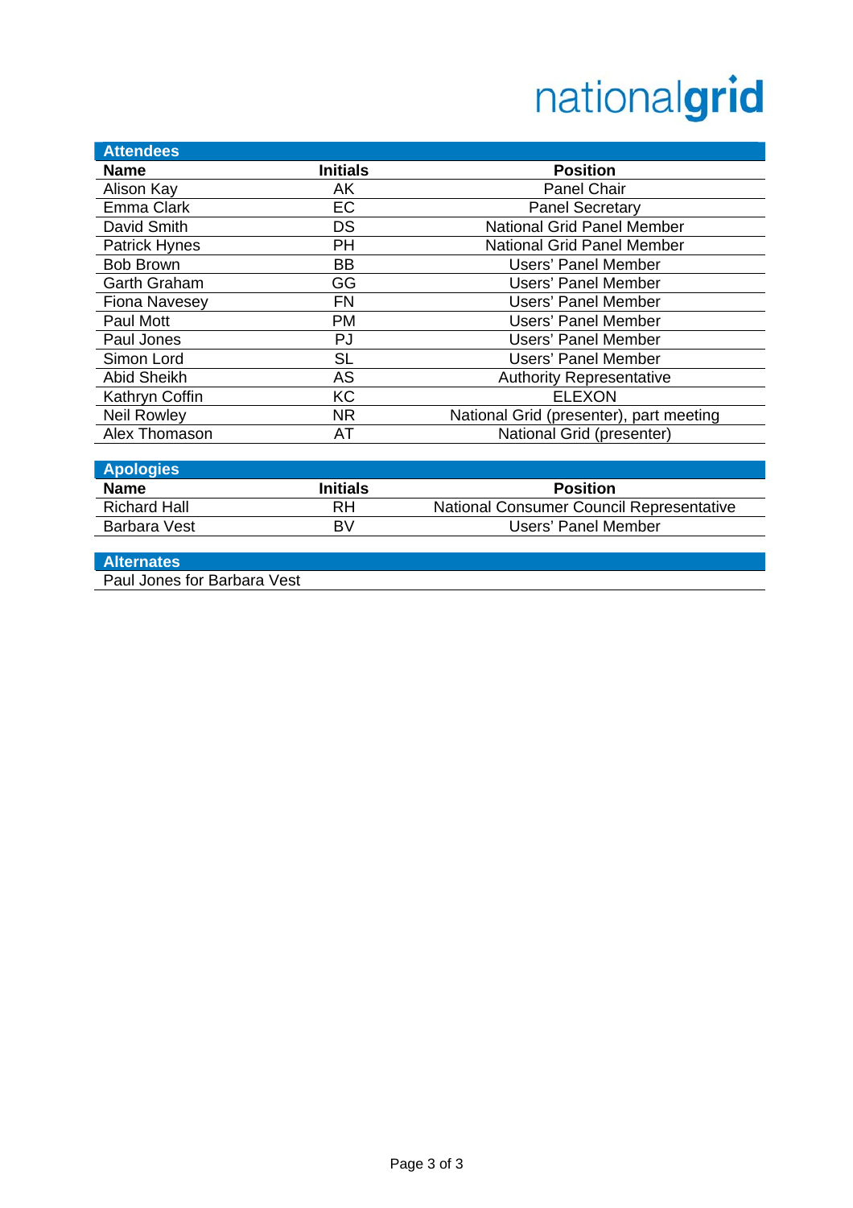## Attendees

| Name | Initials | Position |
|---|---|---|
| Alison Kay | AK | Panel Chair |
| Emma Clark | EC | Panel Secretary |
| David Smith | DS | National Grid Panel Member |
| Patrick Hynes | PH | National Grid Panel Member |
| Bob Brown | BB | Users' Panel Member |
| Garth Graham | GG | Users' Panel Member |
| Fiona Navesey | FN | Users' Panel Member |
| Paul Mott | PM | Users' Panel Member |
| Paul Jones | PJ | Users' Panel Member |
| Simon Lord | SL | Users' Panel Member |
| Abid Sheikh | AS | Authority Representative |
| Kathryn Coffin | KC | ELEXON |
| Neil Rowley | NR | National Grid (presenter), part meeting |
| Alex Thomason | AT | National Grid (presenter) |

## Apologies

| Name | Initials | Position |
|---|---|---|
| Richard Hall | RH | National Consumer Council Representative |
| Barbara Vest | BV | Users' Panel Member |

## Alternates

Paul Jones for Barbara Vest